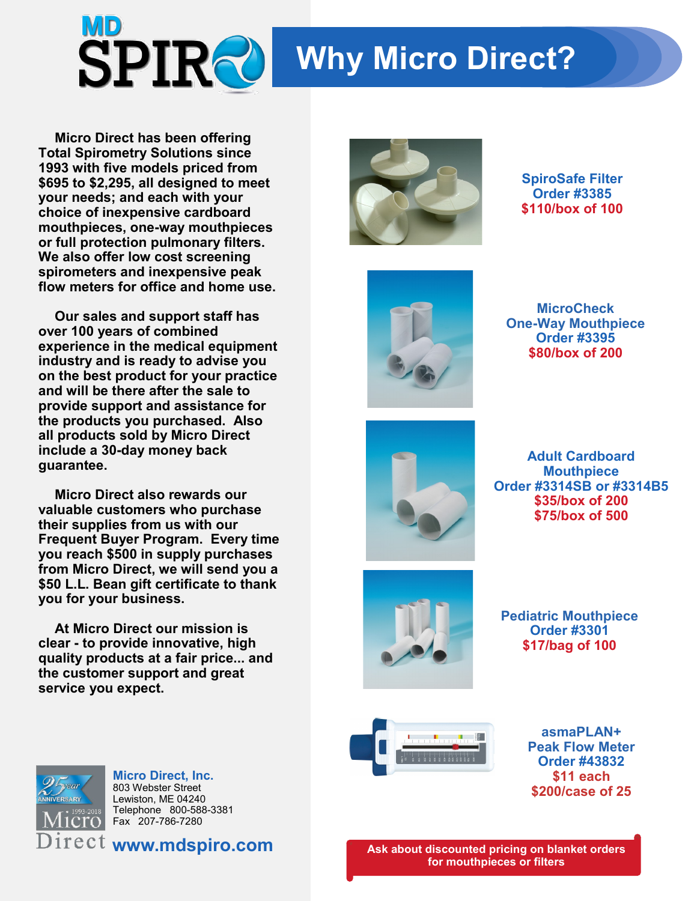# MD SPIRO

## Why Micro Direct?

Micro Direct has been offering Total Spirometry Solutions since 1993 with five models priced from $695 to $2,295, all designed to meet your needs; and each with your choice of inexpensive cardboard mouthpieces, one-way mouthpieces or full protection pulmonary filters. We also offer low cost screening spirometers and inexpensive peak flow meters for office and home use.

Our sales and support staff has over 100 years of combined experience in the medical equipment industry and is ready to advise you on the best product for your practice and will be there after the sale to provide support and assistance for the products you purchased. Also all products sold by Micro Direct include a 30-day money back guarantee.

Micro Direct also rewards our valuable customers who purchase their supplies from us with our Frequent Buyer Program. Every time you reach $500 in supply purchases from Micro Direct, we will send you a $50 L.L. Bean gift certificate to thank you for your business.

At Micro Direct our mission is clear - to provide innovative, high quality products at a fair price... and the customer support and great service you expect.

**SpiroSafe Filter**
Order #3385
$110/box of 100

**MicroCheck One-Way Mouthpiece**
Order #3395
$80/box of 200

**Adult Cardboard Mouthpiece**
Order #3314SB or #3314B5
$35/box of 200
$75/box of 500

**Pediatric Mouthpiece**
Order #3301
$17/bag of 100

**asmaPLAN+ Peak Flow Meter**
Order #43832
$11 each
$200/case of 25

25 year ANNIVERSARY • 1993-2018 Micro Direct

**Micro Direct, Inc.**
803 Webster Street
Lewiston, ME 04240
Telephone 800-588-3381
Fax 207-786-7280
**www.mdspiro.com**

**Ask about discounted pricing on blanket orders for mouthpieces or filters**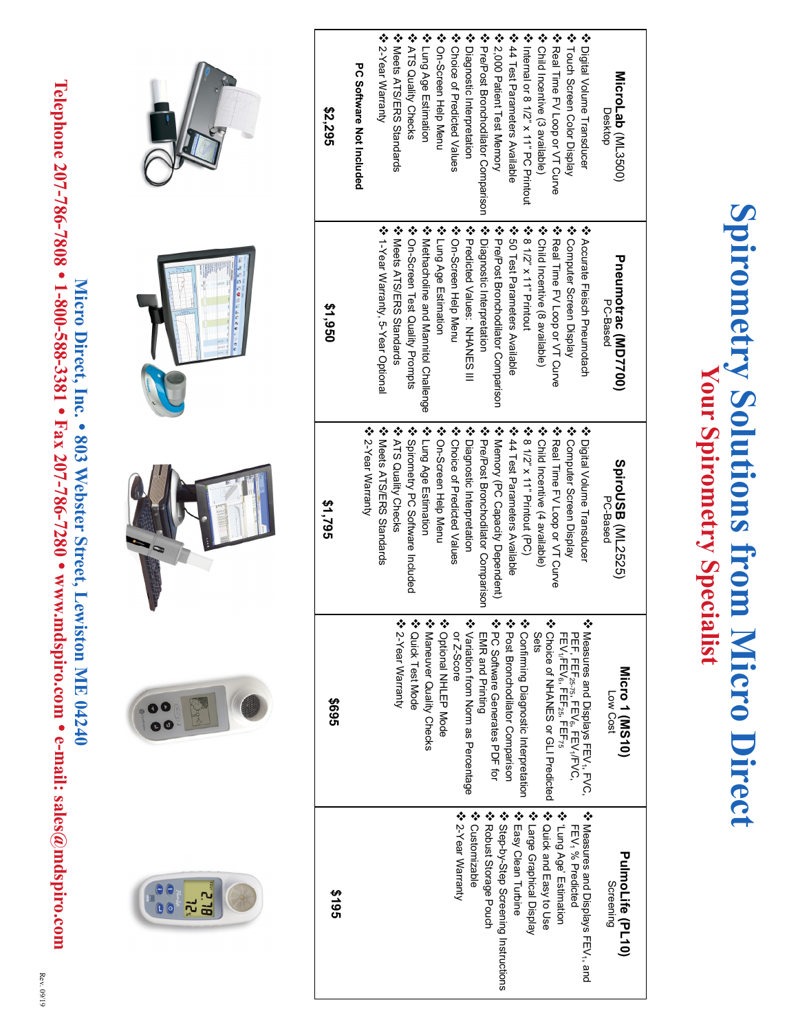# Spirometry Solutions from Micro Direct

## Your Spirometry Specialist

| **MicroLab** (ML3500) Desktop | **Pneumotrac (MD7700)** PC-Based | **SpiroUSB** (ML2525) PC-Based | **Micro 1 (MS10)** Low Cost | **PulmoLife (PL10)** Screening |
|---|---|---|---|---|
| ❖ Digital Volume Transducer<br>❖ Touch Screen Color Display<br>❖ Real Time FV Loop or VT Curve<br>❖ Child Incentive (3 available)<br>❖ Internal or 8 1/2" x 11" PC Printout<br>❖ 44 Test Parameters Available<br>❖ 2,000 Patient Test Memory<br>❖ Pre/Post Bronchodilator Comparison<br>❖ Diagnostic Interpretation<br>❖ Choice of Predicted Values<br>❖ On-Screen Help Menu<br>❖ Lung Age Estimation<br>❖ ATS Quality Checks<br>❖ Meets ATS/ERS Standards<br>❖ 2-Year Warranty<br><br>**PC Software Not Included** | ❖ Accurate Fleisch Pneumotach<br>❖ Computer Screen Display<br>❖ Real Time FV Loop or VT Curve<br>❖ Child Incentive (8 available)<br>❖ 8 1/2" x 11" Printout<br>❖ 50 Test Parameters Available<br>❖ Pre/Post Bronchodilator Comparison<br>❖ Diagnostic Interpretation<br>❖ Predicted Values: NHANES III<br>❖ On-Screen Help Menu<br>❖ Lung Age Estimation<br>❖ Methacholine and Mannitol Challenge<br>❖ On-Screen Test Quality Prompts<br>❖ Meets ATS/ERS Standards<br>❖ 1-Year Warranty, 5-Year Optional | ❖ Digital Volume Transducer<br>❖ Computer Screen Display<br>❖ Real Time FV Loop or VT Curve<br>❖ Child Incentive (4 available)<br>❖ 8 1/2" x 11" Printout (PC)<br>❖ 44 Test Parameters Available<br>❖ Memory (PC Capacity Dependent)<br>❖ Pre/Post Bronchodilator Comparison<br>❖ Diagnostic Interpretation<br>❖ Choice of Predicted Values<br>❖ On-Screen Help Menu<br>❖ Lung Age Estimation<br>❖ Spirometry PC Software Included<br>❖ ATS Quality Checks<br>❖ Meets ATS/ERS Standards<br>❖ 2-Year Warranty | ❖ Measures and Displays $FEV_1$, FVC, PEF, $FEF_{25\text{-}75}$, $FEV_6$, $FEV_1$/FVC, $FEV_1$/$FEV_6$, $FEF_{25}$, $FEF_{75}$<br>❖ Choice of NHANES or GLI Predicted Sets<br>❖ Confirming Diagnostic Interpretation<br>❖ Post Bronchodilator Comparison<br>❖ PC Software Generates PDF for EMR and Printing<br>❖ Variation from Norm as Percentage or Z-Score<br>❖ Optional NHLEP Mode<br>❖ Maneuver Quality Checks<br>❖ Quick Test Mode<br>❖ 2-Year Warranty | ❖ Measures and Displays $FEV_1$, and $FEV_1$ % Predicted<br>❖ 'Lung Age' Estimation<br>❖ Quick and Easy to Use<br>❖ Large Graphical Display<br>❖ Easy Clean Turbine<br>❖ Step-by-Step Screening Instructions<br>❖ Robust Storage Pouch<br>❖ Customizable<br>❖ 2-Year Warranty |
| **$2,295** | **$1,950** | **$1,795** | **$695** | **$195** |

**Micro Direct, Inc. • 803 Webster Street, Lewiston ME 04240**

**Telephone 207-786-7808 • 1-800-588-3381 • Fax 207-786-7280 • www.mdspiro.com • e-mail: sales@mdspiro.com**

Rev. 09/19